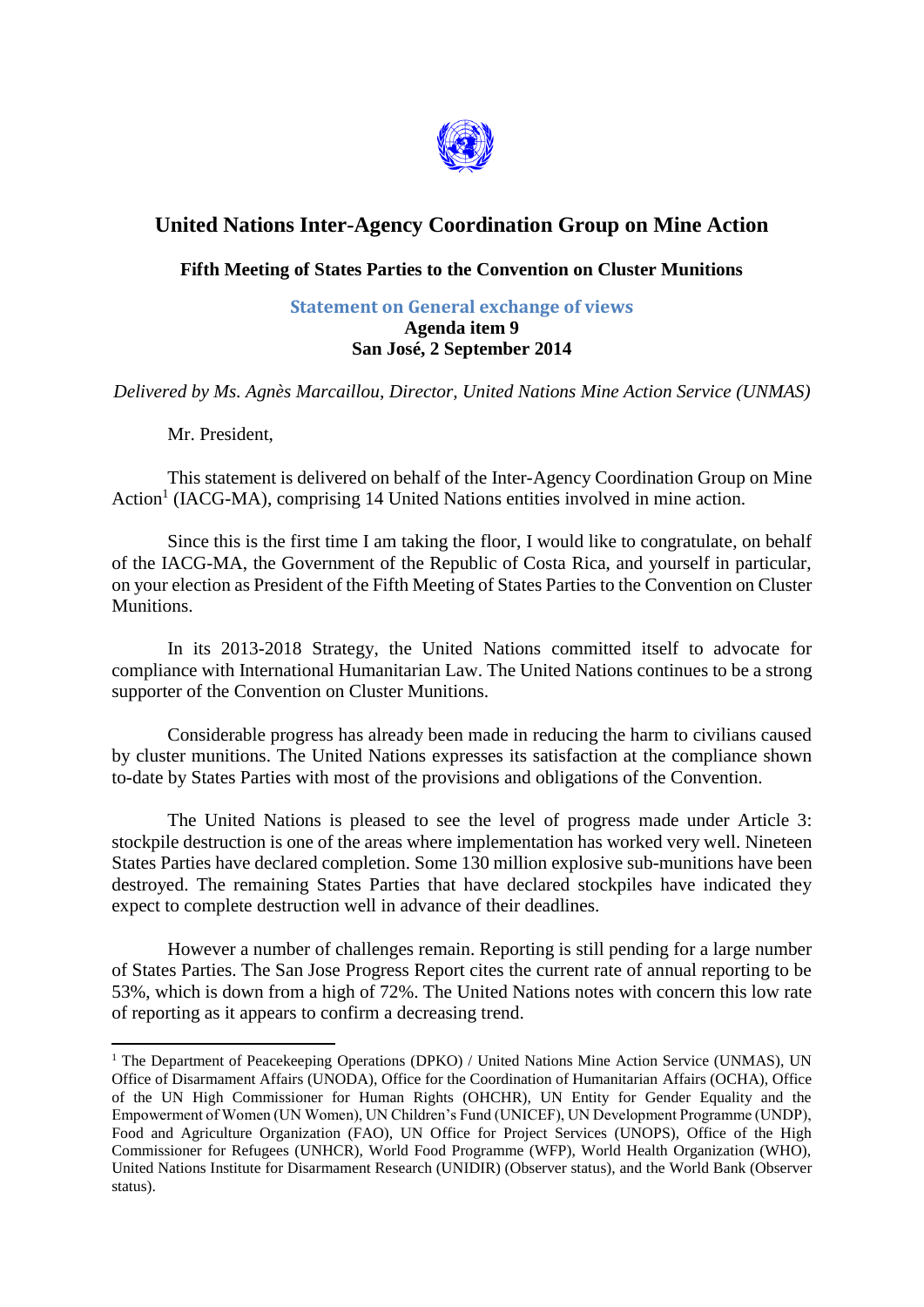# United Nations Inter-Agency Coordination Group on Mine Action

**Fifth Meeting of States Parties to the Convention on Cluster Munitions**

**Statement on General exchange of views**
**Agenda item 9**
**San José, 2 September 2014**

*Delivered by Ms. Agnès Marcaillou, Director, United Nations Mine Action Service (UNMAS)*

Mr. President,

This statement is delivered on behalf of the Inter-Agency Coordination Group on Mine Action[1] (IACG-MA), comprising 14 United Nations entities involved in mine action.

Since this is the first time I am taking the floor, I would like to congratulate, on behalf of the IACG-MA, the Government of the Republic of Costa Rica, and yourself in particular, on your election as President of the Fifth Meeting of States Parties to the Convention on Cluster Munitions.

In its 2013-2018 Strategy, the United Nations committed itself to advocate for compliance with International Humanitarian Law. The United Nations continues to be a strong supporter of the Convention on Cluster Munitions.

Considerable progress has already been made in reducing the harm to civilians caused by cluster munitions. The United Nations expresses its satisfaction at the compliance shown to-date by States Parties with most of the provisions and obligations of the Convention.

The United Nations is pleased to see the level of progress made under Article 3: stockpile destruction is one of the areas where implementation has worked very well. Nineteen States Parties have declared completion. Some 130 million explosive sub-munitions have been destroyed. The remaining States Parties that have declared stockpiles have indicated they expect to complete destruction well in advance of their deadlines.

However a number of challenges remain. Reporting is still pending for a large number of States Parties. The San Jose Progress Report cites the current rate of annual reporting to be 53%, which is down from a high of 72%. The United Nations notes with concern this low rate of reporting as it appears to confirm a decreasing trend.

---

[1] The Department of Peacekeeping Operations (DPKO) / United Nations Mine Action Service (UNMAS), UN Office of Disarmament Affairs (UNODA), Office for the Coordination of Humanitarian Affairs (OCHA), Office of the UN High Commissioner for Human Rights (OHCHR), UN Entity for Gender Equality and the Empowerment of Women (UN Women), UN Children's Fund (UNICEF), UN Development Programme (UNDP), Food and Agriculture Organization (FAO), UN Office for Project Services (UNOPS), Office of the High Commissioner for Refugees (UNHCR), World Food Programme (WFP), World Health Organization (WHO), United Nations Institute for Disarmament Research (UNIDIR) (Observer status), and the World Bank (Observer status).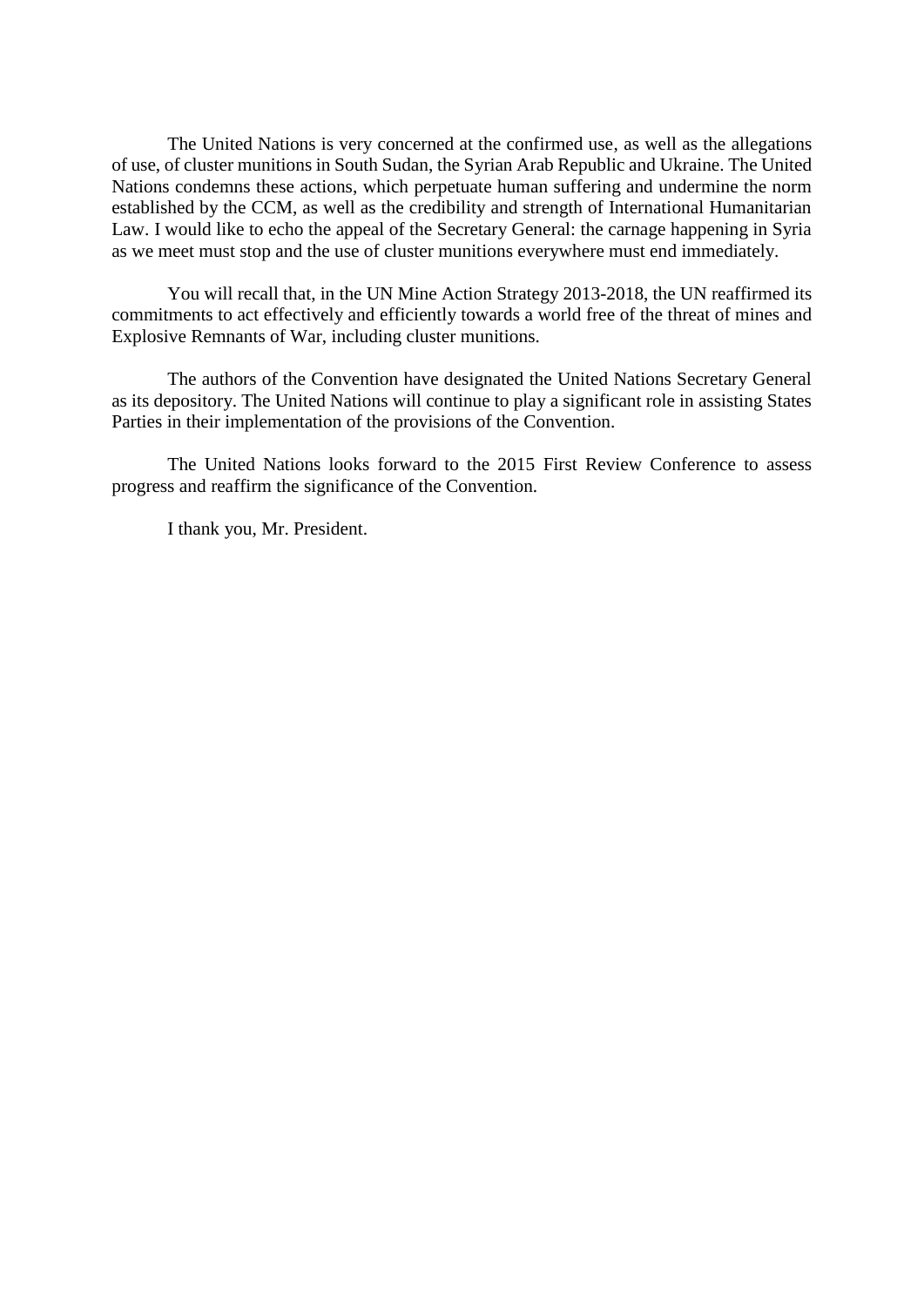The United Nations is very concerned at the confirmed use, as well as the allegations of use, of cluster munitions in South Sudan, the Syrian Arab Republic and Ukraine. The United Nations condemns these actions, which perpetuate human suffering and undermine the norm established by the CCM, as well as the credibility and strength of International Humanitarian Law. I would like to echo the appeal of the Secretary General: the carnage happening in Syria as we meet must stop and the use of cluster munitions everywhere must end immediately.

You will recall that, in the UN Mine Action Strategy 2013-2018, the UN reaffirmed its commitments to act effectively and efficiently towards a world free of the threat of mines and Explosive Remnants of War, including cluster munitions.

The authors of the Convention have designated the United Nations Secretary General as its depository. The United Nations will continue to play a significant role in assisting States Parties in their implementation of the provisions of the Convention.

The United Nations looks forward to the 2015 First Review Conference to assess progress and reaffirm the significance of the Convention.

I thank you, Mr. President.